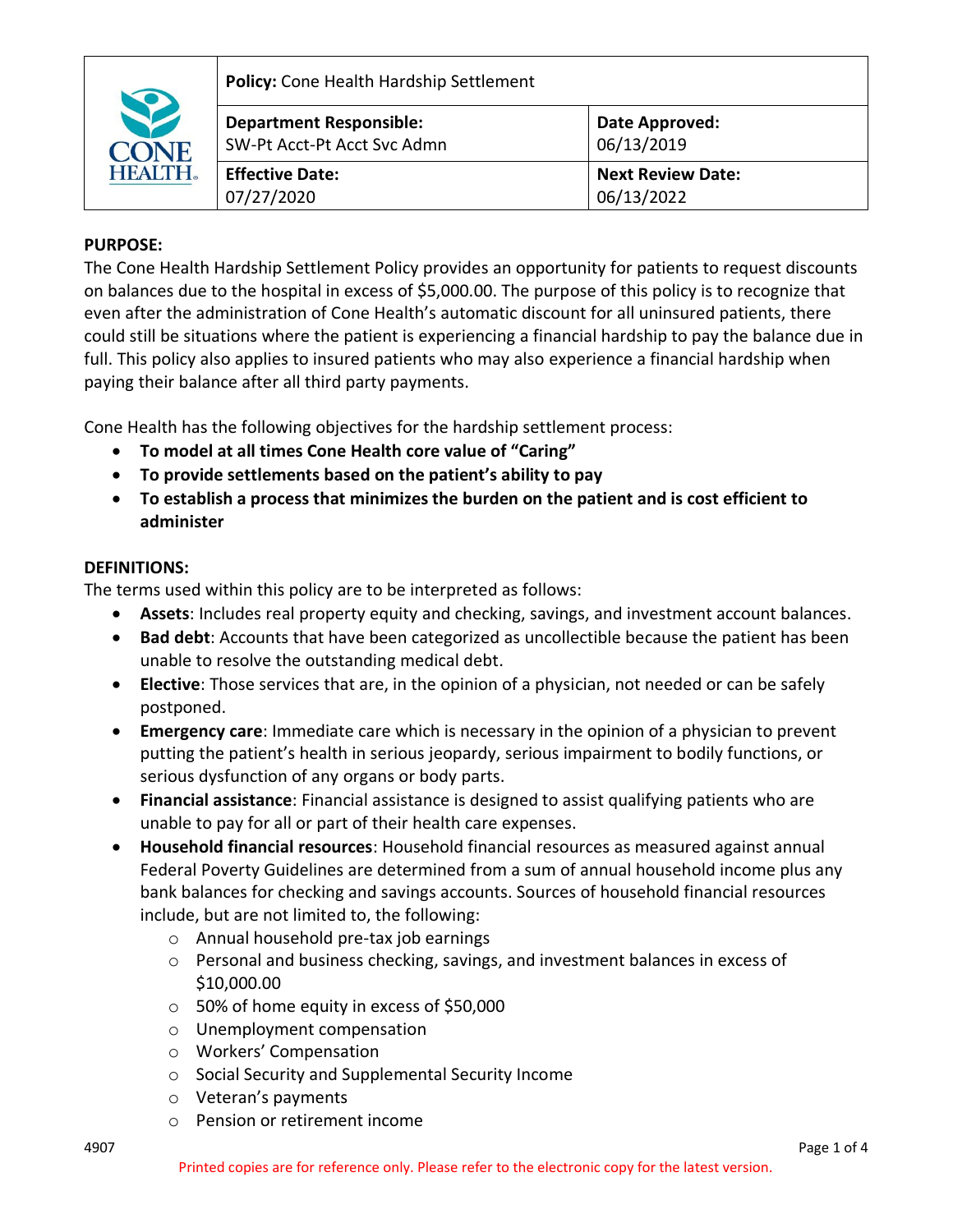| | Policy: Cone Health Hardship Settlement | |
|---|---|---|
| | **Department Responsible:** SW-Pt Acct-Pt Acct Svc Admn | **Date Approved:** 06/13/2019 |
| | **Effective Date:** 07/27/2020 | **Next Review Date:** 06/13/2022 |

**PURPOSE:**

The Cone Health Hardship Settlement Policy provides an opportunity for patients to request discounts on balances due to the hospital in excess of $5,000.00. The purpose of this policy is to recognize that even after the administration of Cone Health's automatic discount for all uninsured patients, there could still be situations where the patient is experiencing a financial hardship to pay the balance due in full. This policy also applies to insured patients who may also experience a financial hardship when paying their balance after all third party payments.

Cone Health has the following objectives for the hardship settlement process:

- **To model at all times Cone Health core value of "Caring"**
- **To provide settlements based on the patient's ability to pay**
- **To establish a process that minimizes the burden on the patient and is cost efficient to administer**

**DEFINITIONS:**

The terms used within this policy are to be interpreted as follows:

- **Assets**: Includes real property equity and checking, savings, and investment account balances.
- **Bad debt**: Accounts that have been categorized as uncollectible because the patient has been unable to resolve the outstanding medical debt.
- **Elective**: Those services that are, in the opinion of a physician, not needed or can be safely postponed.
- **Emergency care**: Immediate care which is necessary in the opinion of a physician to prevent putting the patient's health in serious jeopardy, serious impairment to bodily functions, or serious dysfunction of any organs or body parts.
- **Financial assistance**: Financial assistance is designed to assist qualifying patients who are unable to pay for all or part of their health care expenses.
- **Household financial resources**: Household financial resources as measured against annual Federal Poverty Guidelines are determined from a sum of annual household income plus any bank balances for checking and savings accounts. Sources of household financial resources include, but are not limited to, the following:
  - Annual household pre-tax job earnings
  - Personal and business checking, savings, and investment balances in excess of $10,000.00
  - 50% of home equity in excess of $50,000
  - Unemployment compensation
  - Workers' Compensation
  - Social Security and Supplemental Security Income
  - Veteran's payments
  - Pension or retirement income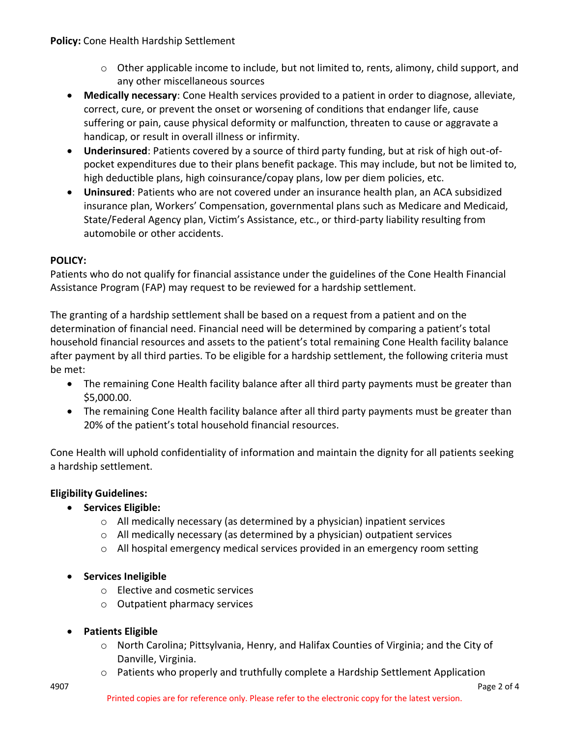- Other applicable income to include, but not limited to, rents, alimony, child support, and any other miscellaneous sources

- **Medically necessary**: Cone Health services provided to a patient in order to diagnose, alleviate, correct, cure, or prevent the onset or worsening of conditions that endanger life, cause suffering or pain, cause physical deformity or malfunction, threaten to cause or aggravate a handicap, or result in overall illness or infirmity.
- **Underinsured**: Patients covered by a source of third party funding, but at risk of high out-of-pocket expenditures due to their plans benefit package. This may include, but not be limited to, high deductible plans, high coinsurance/copay plans, low per diem policies, etc.
- **Uninsured**: Patients who are not covered under an insurance health plan, an ACA subsidized insurance plan, Workers' Compensation, governmental plans such as Medicare and Medicaid, State/Federal Agency plan, Victim's Assistance, etc., or third-party liability resulting from automobile or other accidents.

**POLICY:**

Patients who do not qualify for financial assistance under the guidelines of the Cone Health Financial Assistance Program (FAP) may request to be reviewed for a hardship settlement.

The granting of a hardship settlement shall be based on a request from a patient and on the determination of financial need. Financial need will be determined by comparing a patient's total household financial resources and assets to the patient's total remaining Cone Health facility balance after payment by all third parties. To be eligible for a hardship settlement, the following criteria must be met:

- The remaining Cone Health facility balance after all third party payments must be greater than $5,000.00.
- The remaining Cone Health facility balance after all third party payments must be greater than 20% of the patient's total household financial resources.

Cone Health will uphold confidentiality of information and maintain the dignity for all patients seeking a hardship settlement.

**Eligibility Guidelines:**

- **Services Eligible:**
  - All medically necessary (as determined by a physician) inpatient services
  - All medically necessary (as determined by a physician) outpatient services
  - All hospital emergency medical services provided in an emergency room setting

- **Services Ineligible**
  - Elective and cosmetic services
  - Outpatient pharmacy services

- **Patients Eligible**
  - North Carolina; Pittsylvania, Henry, and Halifax Counties of Virginia; and the City of Danville, Virginia.
  - Patients who properly and truthfully complete a Hardship Settlement Application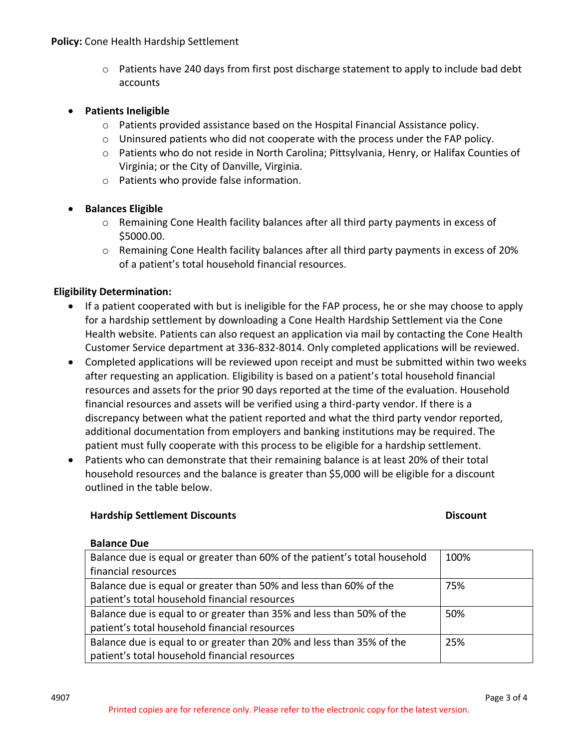- Patients have 240 days from first post discharge statement to apply to include bad debt accounts

- **Patients Ineligible**
  - Patients provided assistance based on the Hospital Financial Assistance policy.
  - Uninsured patients who did not cooperate with the process under the FAP policy.
  - Patients who do not reside in North Carolina; Pittsylvania, Henry, or Halifax Counties of Virginia; or the City of Danville, Virginia.
  - Patients who provide false information.

- **Balances Eligible**
  - Remaining Cone Health facility balances after all third party payments in excess of $5000.00.
  - Remaining Cone Health facility balances after all third party payments in excess of 20% of a patient's total household financial resources.

**Eligibility Determination:**

- If a patient cooperated with but is ineligible for the FAP process, he or she may choose to apply for a hardship settlement by downloading a Cone Health Hardship Settlement via the Cone Health website. Patients can also request an application via mail by contacting the Cone Health Customer Service department at 336-832-8014. Only completed applications will be reviewed.
- Completed applications will be reviewed upon receipt and must be submitted within two weeks after requesting an application. Eligibility is based on a patient's total household financial resources and assets for the prior 90 days reported at the time of the evaluation. Household financial resources and assets will be verified using a third-party vendor. If there is a discrepancy between what the patient reported and what the third party vendor reported, additional documentation from employers and banking institutions may be required. The patient must fully cooperate with this process to be eligible for a hardship settlement.
- Patients who can demonstrate that their remaining balance is at least 20% of their total household resources and the balance is greater than $5,000 will be eligible for a discount outlined in the table below.

| **Hardship Settlement Discounts**<br>**Balance Due** | **Discount** |
|---|---|
| Balance due is equal or greater than 60% of the patient's total household financial resources | 100% |
| Balance due is equal or greater than 50% and less than 60% of the patient's total household financial resources | 75% |
| Balance due is equal to or greater than 35% and less than 50% of the patient's total household financial resources | 50% |
| Balance due is equal to or greater than 20% and less than 35% of the patient's total household financial resources | 25% |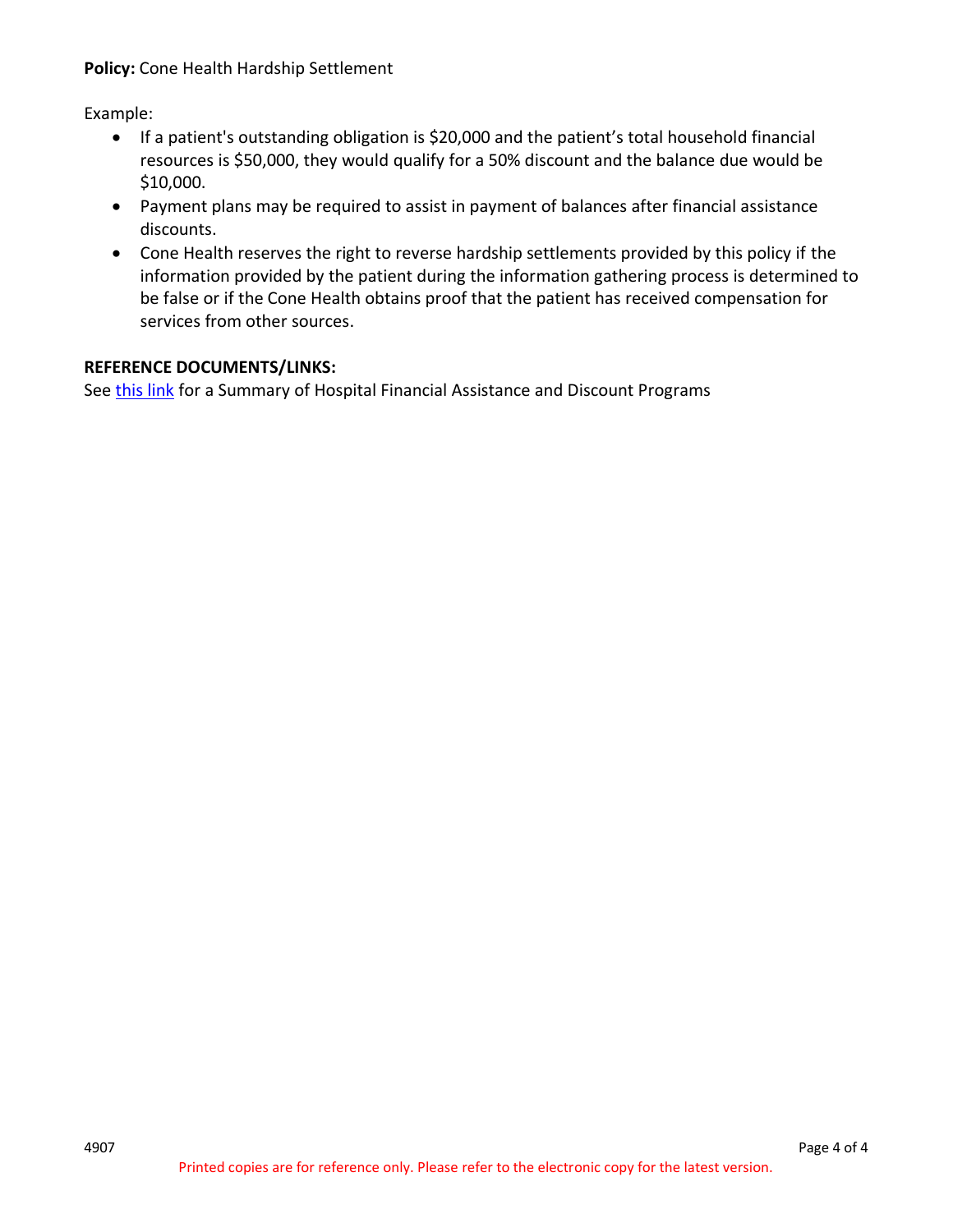**Policy:** Cone Health Hardship Settlement

Example:

- If a patient's outstanding obligation is $20,000 and the patient's total household financial resources is $50,000, they would qualify for a 50% discount and the balance due would be $10,000.
- Payment plans may be required to assist in payment of balances after financial assistance discounts.
- Cone Health reserves the right to reverse hardship settlements provided by this policy if the information provided by the patient during the information gathering process is determined to be false or if the Cone Health obtains proof that the patient has received compensation for services from other sources.

**REFERENCE DOCUMENTS/LINKS:**

See this link for a Summary of Hospital Financial Assistance and Discount Programs